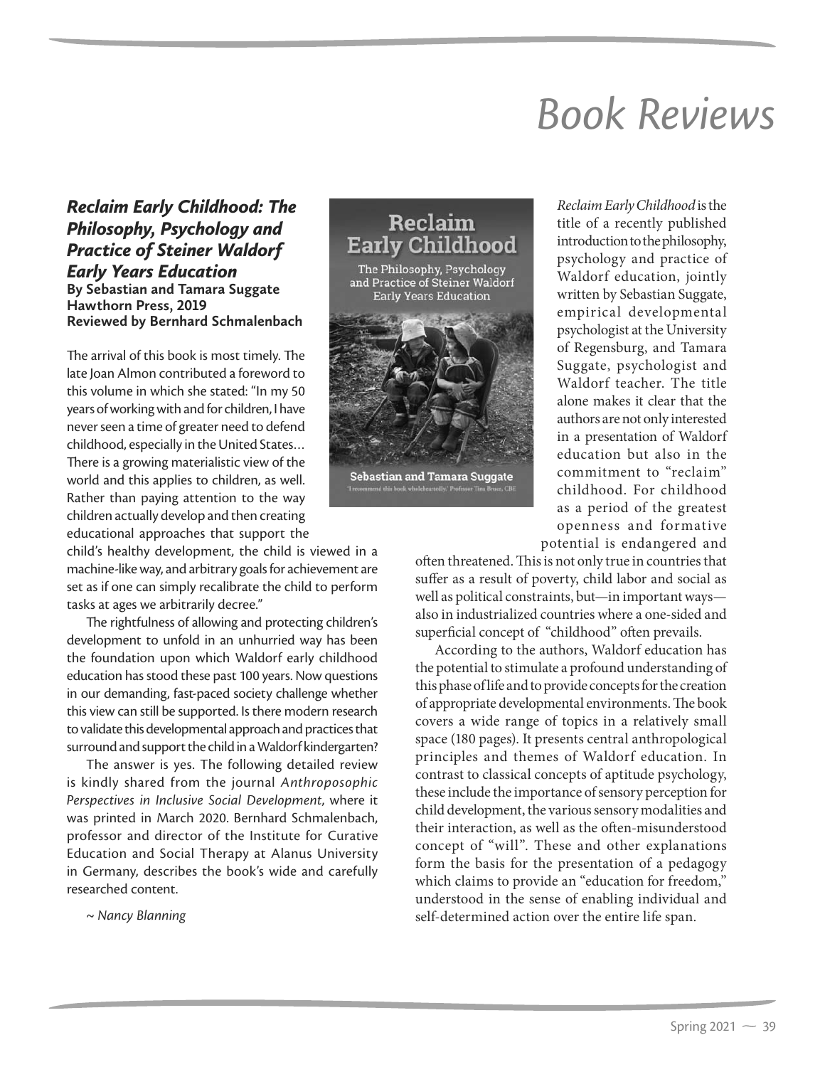# Book Reviews

## *Reclaim Early Childhood: The Philosophy, Psychology and Practice of Steiner Waldorf Early Years Education*

**By Sebastian and Tamara Suggate**
**Hawthorn Press, 2019**
**Reviewed by Bernhard Schmalenbach**

The arrival of this book is most timely. The late Joan Almon contributed a foreword to this volume in which she stated: "In my 50 years of working with and for children, I have never seen a time of greater need to defend childhood, especially in the United States… There is a growing materialistic view of the world and this applies to children, as well. Rather than paying attention to the way children actually develop and then creating educational approaches that support the child's healthy development, the child is viewed in a machine-like way, and arbitrary goals for achievement are set as if one can simply recalibrate the child to perform tasks at ages we arbitrarily decree."

The rightfulness of allowing and protecting children's development to unfold in an unhurried way has been the foundation upon which Waldorf early childhood education has stood these past 100 years. Now questions in our demanding, fast-paced society challenge whether this view can still be supported. Is there modern research to validate this developmental approach and practices that surround and support the child in a Waldorf kindergarten?

The answer is yes. The following detailed review is kindly shared from the journal *Anthroposophic Perspectives in Inclusive Social Development*, where it was printed in March 2020. Bernhard Schmalenbach, professor and director of the Institute for Curative Education and Social Therapy at Alanus University in Germany, describes the book's wide and carefully researched content.

*~ Nancy Blanning*

*Reclaim Early Childhood* is the title of a recently published introduction to the philosophy, psychology and practice of Waldorf education, jointly written by Sebastian Suggate, empirical developmental psychologist at the University of Regensburg, and Tamara Suggate, psychologist and Waldorf teacher. The title alone makes it clear that the authors are not only interested in a presentation of Waldorf education but also in the commitment to "reclaim" childhood. For childhood as a period of the greatest openness and formative potential is endangered and often threatened. This is not only true in countries that suffer as a result of poverty, child labor and social as well as political constraints, but—in important ways—also in industrialized countries where a one-sided and superficial concept of "childhood" often prevails.

According to the authors, Waldorf education has the potential to stimulate a profound understanding of this phase of life and to provide concepts for the creation of appropriate developmental environments. The book covers a wide range of topics in a relatively small space (180 pages). It presents central anthropological principles and themes of Waldorf education. In contrast to classical concepts of aptitude psychology, these include the importance of sensory perception for child development, the various sensory modalities and their interaction, as well as the often-misunderstood concept of "will". These and other explanations form the basis for the presentation of a pedagogy which claims to provide an "education for freedom," understood in the sense of enabling individual and self-determined action over the entire life span.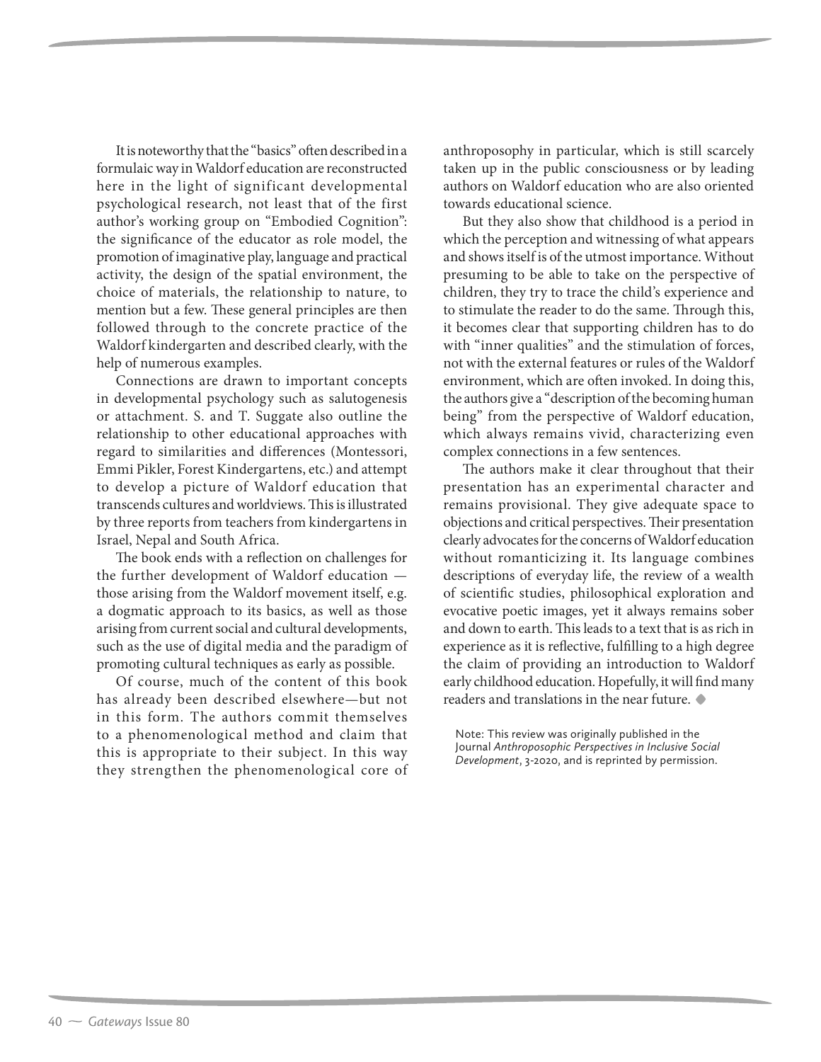It is noteworthy that the "basics" often described in a formulaic way in Waldorf education are reconstructed here in the light of significant developmental psychological research, not least that of the first author's working group on "Embodied Cognition": the significance of the educator as role model, the promotion of imaginative play, language and practical activity, the design of the spatial environment, the choice of materials, the relationship to nature, to mention but a few. These general principles are then followed through to the concrete practice of the Waldorf kindergarten and described clearly, with the help of numerous examples.

Connections are drawn to important concepts in developmental psychology such as salutogenesis or attachment. S. and T. Suggate also outline the relationship to other educational approaches with regard to similarities and differences (Montessori, Emmi Pikler, Forest Kindergartens, etc.) and attempt to develop a picture of Waldorf education that transcends cultures and worldviews. This is illustrated by three reports from teachers from kindergartens in Israel, Nepal and South Africa.

The book ends with a reflection on challenges for the further development of Waldorf education — those arising from the Waldorf movement itself, e.g. a dogmatic approach to its basics, as well as those arising from current social and cultural developments, such as the use of digital media and the paradigm of promoting cultural techniques as early as possible.

Of course, much of the content of this book has already been described elsewhere—but not in this form. The authors commit themselves to a phenomenological method and claim that this is appropriate to their subject. In this way they strengthen the phenomenological core of anthroposophy in particular, which is still scarcely taken up in the public consciousness or by leading authors on Waldorf education who are also oriented towards educational science.

But they also show that childhood is a period in which the perception and witnessing of what appears and shows itself is of the utmost importance. Without presuming to be able to take on the perspective of children, they try to trace the child's experience and to stimulate the reader to do the same. Through this, it becomes clear that supporting children has to do with "inner qualities" and the stimulation of forces, not with the external features or rules of the Waldorf environment, which are often invoked. In doing this, the authors give a "description of the becoming human being" from the perspective of Waldorf education, which always remains vivid, characterizing even complex connections in a few sentences.

The authors make it clear throughout that their presentation has an experimental character and remains provisional. They give adequate space to objections and critical perspectives. Their presentation clearly advocates for the concerns of Waldorf education without romanticizing it. Its language combines descriptions of everyday life, the review of a wealth of scientific studies, philosophical exploration and evocative poetic images, yet it always remains sober and down to earth. This leads to a text that is as rich in experience as it is reflective, fulfilling to a high degree the claim of providing an introduction to Waldorf early childhood education. Hopefully, it will find many readers and translations in the near future. ◆

Note: This review was originally published in the Journal *Anthroposophic Perspectives in Inclusive Social Development*, 3-2020, and is reprinted by permission.